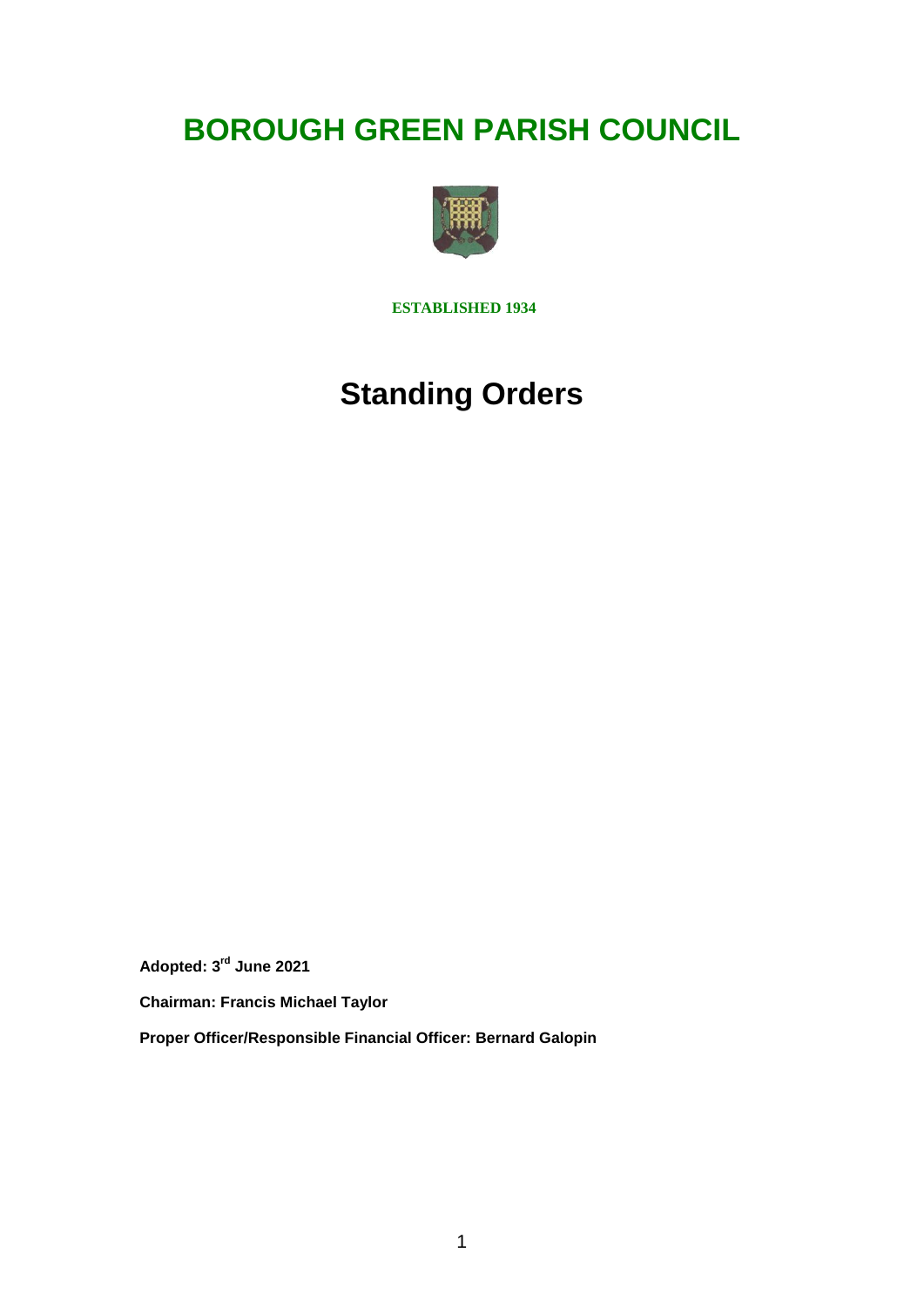# BOROUGH GREEN PARISH COUNCIL

**ESTABLISHED 1934**

# Standing Orders

**Adopted: 3rd June 2021**

**Chairman: Francis Michael Taylor**

**Proper Officer/Responsible Financial Officer: Bernard Galopin**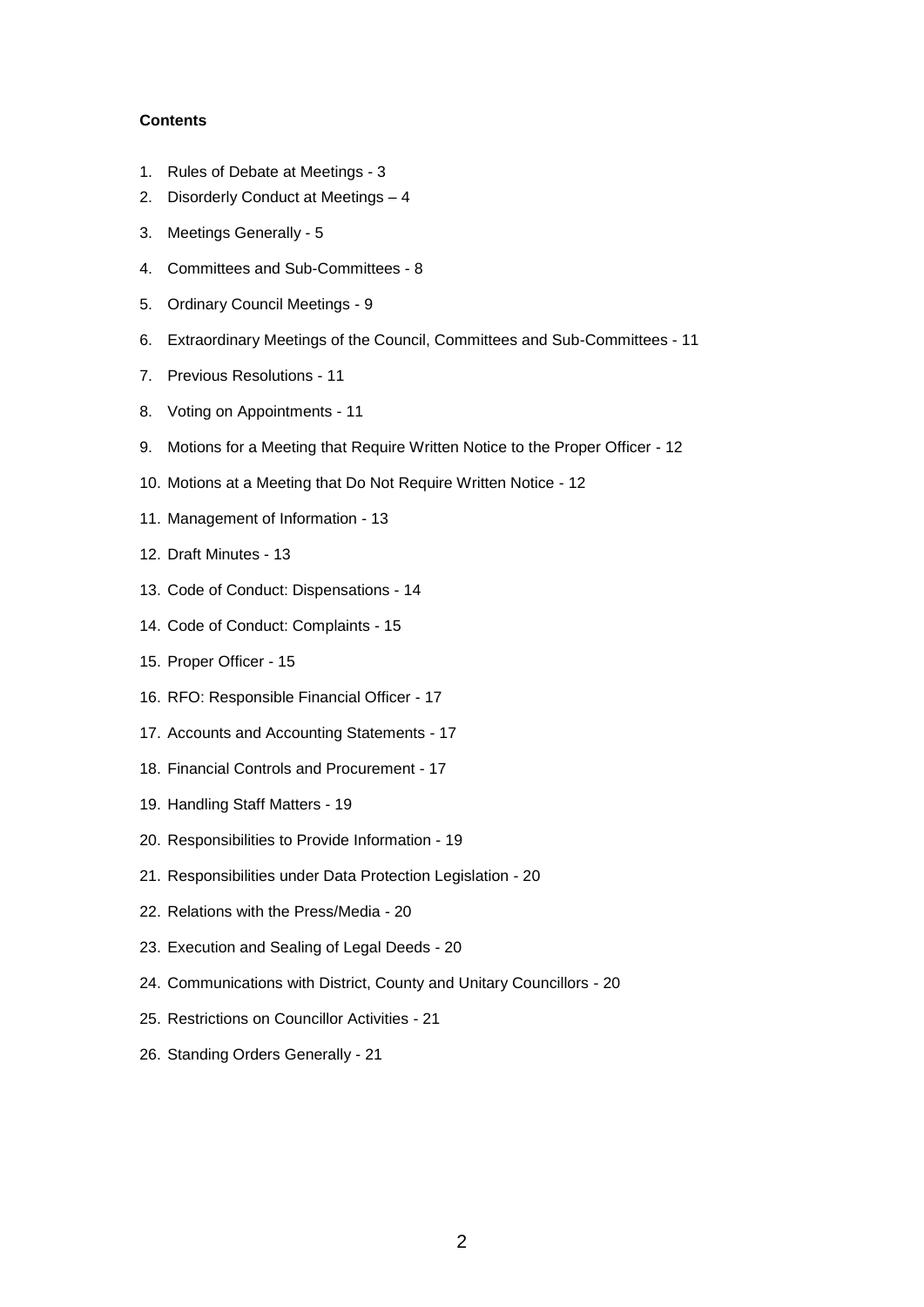**Contents**

1. Rules of Debate at Meetings - 3
2. Disorderly Conduct at Meetings – 4
3. Meetings Generally - 5
4. Committees and Sub-Committees - 8
5. Ordinary Council Meetings - 9
6. Extraordinary Meetings of the Council, Committees and Sub-Committees - 11
7. Previous Resolutions - 11
8. Voting on Appointments - 11
9. Motions for a Meeting that Require Written Notice to the Proper Officer - 12
10. Motions at a Meeting that Do Not Require Written Notice - 12
11. Management of Information - 13
12. Draft Minutes - 13
13. Code of Conduct: Dispensations - 14
14. Code of Conduct: Complaints - 15
15. Proper Officer - 15
16. RFO: Responsible Financial Officer - 17
17. Accounts and Accounting Statements - 17
18. Financial Controls and Procurement - 17
19. Handling Staff Matters - 19
20. Responsibilities to Provide Information - 19
21. Responsibilities under Data Protection Legislation - 20
22. Relations with the Press/Media - 20
23. Execution and Sealing of Legal Deeds - 20
24. Communications with District, County and Unitary Councillors - 20
25. Restrictions on Councillor Activities - 21
26. Standing Orders Generally - 21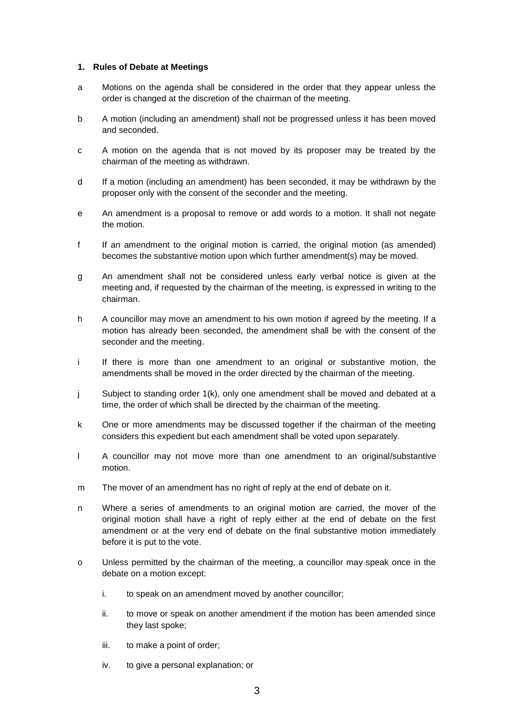## 1. Rules of Debate at Meetings

a Motions on the agenda shall be considered in the order that they appear unless the order is changed at the discretion of the chairman of the meeting.

b A motion (including an amendment) shall not be progressed unless it has been moved and seconded.

c A motion on the agenda that is not moved by its proposer may be treated by the chairman of the meeting as withdrawn.

d If a motion (including an amendment) has been seconded, it may be withdrawn by the proposer only with the consent of the seconder and the meeting.

e An amendment is a proposal to remove or add words to a motion. It shall not negate the motion.

f If an amendment to the original motion is carried, the original motion (as amended) becomes the substantive motion upon which further amendment(s) may be moved.

g An amendment shall not be considered unless early verbal notice is given at the meeting and, if requested by the chairman of the meeting, is expressed in writing to the chairman.

h A councillor may move an amendment to his own motion if agreed by the meeting. If a motion has already been seconded, the amendment shall be with the consent of the seconder and the meeting.

i If there is more than one amendment to an original or substantive motion, the amendments shall be moved in the order directed by the chairman of the meeting.

j Subject to standing order 1(k), only one amendment shall be moved and debated at a time, the order of which shall be directed by the chairman of the meeting.

k One or more amendments may be discussed together if the chairman of the meeting considers this expedient but each amendment shall be voted upon separately.

l A councillor may not move more than one amendment to an original/substantive motion.

m The mover of an amendment has no right of reply at the end of debate on it.

n Where a series of amendments to an original motion are carried, the mover of the original motion shall have a right of reply either at the end of debate on the first amendment or at the very end of debate on the final substantive motion immediately before it is put to the vote.

o Unless permitted by the chairman of the meeting, a councillor may speak once in the debate on a motion except:

   i. to speak on an amendment moved by another councillor;

   ii. to move or speak on another amendment if the motion has been amended since they last spoke;

   iii. to make a point of order;

   iv. to give a personal explanation; or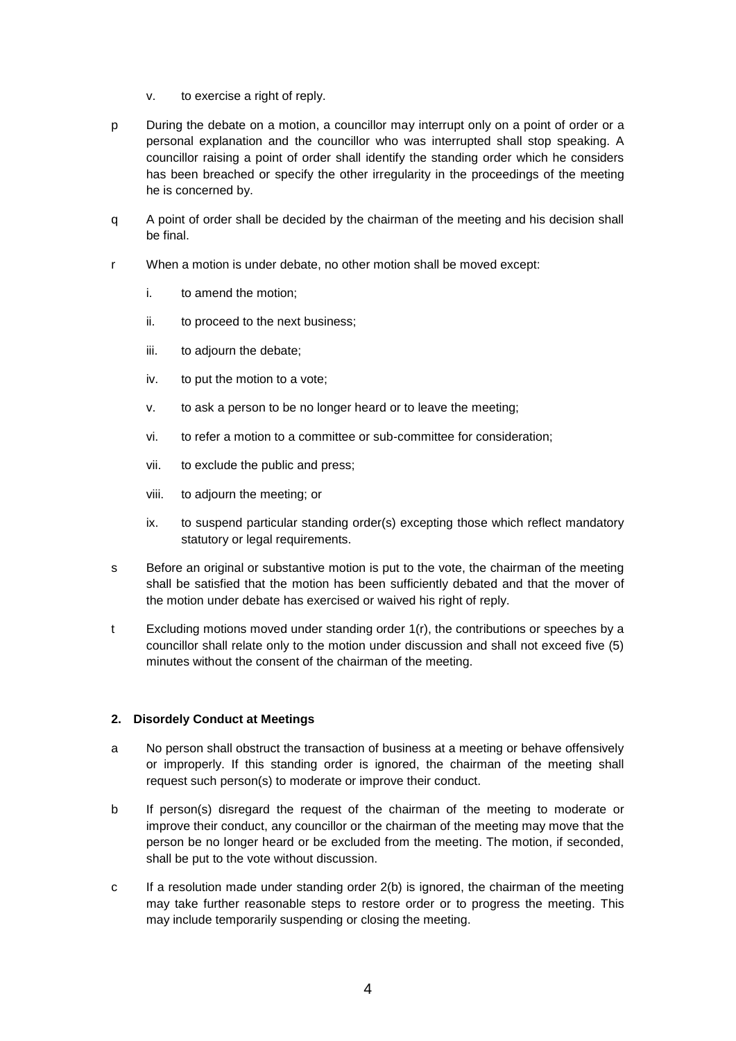v. to exercise a right of reply.

p During the debate on a motion, a councillor may interrupt only on a point of order or a personal explanation and the councillor who was interrupted shall stop speaking. A councillor raising a point of order shall identify the standing order which he considers has been breached or specify the other irregularity in the proceedings of the meeting he is concerned by.

q A point of order shall be decided by the chairman of the meeting and his decision shall be final.

r When a motion is under debate, no other motion shall be moved except:

i. to amend the motion;

ii. to proceed to the next business;

iii. to adjourn the debate;

iv. to put the motion to a vote;

v. to ask a person to be no longer heard or to leave the meeting;

vi. to refer a motion to a committee or sub-committee for consideration;

vii. to exclude the public and press;

viii. to adjourn the meeting; or

ix. to suspend particular standing order(s) excepting those which reflect mandatory statutory or legal requirements.

s Before an original or substantive motion is put to the vote, the chairman of the meeting shall be satisfied that the motion has been sufficiently debated and that the mover of the motion under debate has exercised or waived his right of reply.

t Excluding motions moved under standing order 1(r), the contributions or speeches by a councillor shall relate only to the motion under discussion and shall not exceed five (5) minutes without the consent of the chairman of the meeting.

## 2. Disordely Conduct at Meetings

a No person shall obstruct the transaction of business at a meeting or behave offensively or improperly. If this standing order is ignored, the chairman of the meeting shall request such person(s) to moderate or improve their conduct.

b If person(s) disregard the request of the chairman of the meeting to moderate or improve their conduct, any councillor or the chairman of the meeting may move that the person be no longer heard or be excluded from the meeting. The motion, if seconded, shall be put to the vote without discussion.

c If a resolution made under standing order 2(b) is ignored, the chairman of the meeting may take further reasonable steps to restore order or to progress the meeting. This may include temporarily suspending or closing the meeting.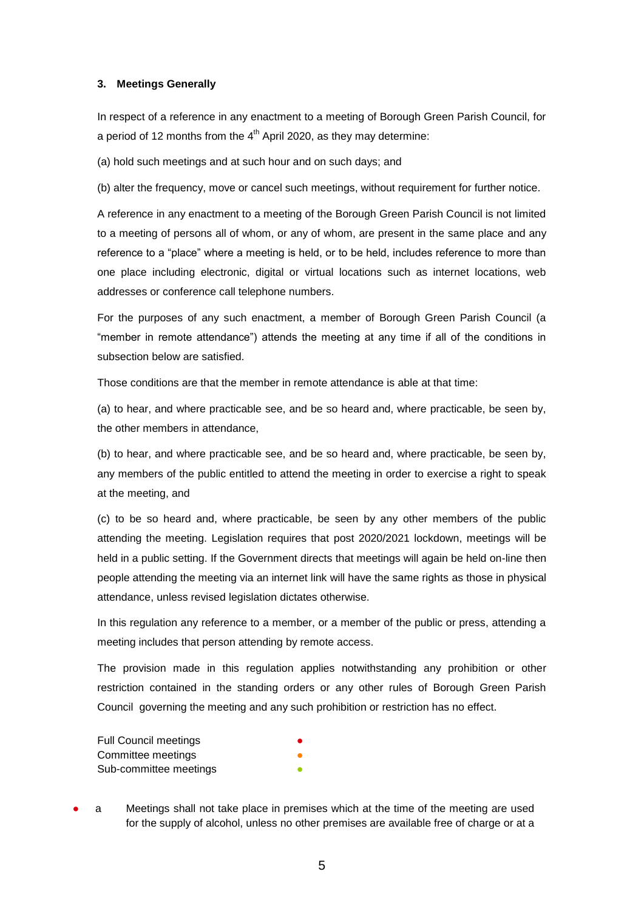### 3. Meetings Generally

In respect of a reference in any enactment to a meeting of Borough Green Parish Council, for a period of 12 months from the 4th April 2020, as they may determine:

(a) hold such meetings and at such hour and on such days; and

(b) alter the frequency, move or cancel such meetings, without requirement for further notice.

A reference in any enactment to a meeting of the Borough Green Parish Council is not limited to a meeting of persons all of whom, or any of whom, are present in the same place and any reference to a "place" where a meeting is held, or to be held, includes reference to more than one place including electronic, digital or virtual locations such as internet locations, web addresses or conference call telephone numbers.

For the purposes of any such enactment, a member of Borough Green Parish Council (a "member in remote attendance") attends the meeting at any time if all of the conditions in subsection below are satisfied.

Those conditions are that the member in remote attendance is able at that time:

(a) to hear, and where practicable see, and be so heard and, where practicable, be seen by, the other members in attendance,

(b) to hear, and where practicable see, and be so heard and, where practicable, be seen by, any members of the public entitled to attend the meeting in order to exercise a right to speak at the meeting, and

(c) to be so heard and, where practicable, be seen by any other members of the public attending the meeting. Legislation requires that post 2020/2021 lockdown, meetings will be held in a public setting. If the Government directs that meetings will again be held on-line then people attending the meeting via an internet link will have the same rights as those in physical attendance, unless revised legislation dictates otherwise.

In this regulation any reference to a member, or a member of the public or press, attending a meeting includes that person attending by remote access.

The provision made in this regulation applies notwithstanding any prohibition or other restriction contained in the standing orders or any other rules of Borough Green Parish Council governing the meeting and any such prohibition or restriction has no effect.

| | |
|---|---|
| Full Council meetings | ● |
| Committee meetings | ● |
| Sub-committee meetings | ● |

● a Meetings shall not take place in premises which at the time of the meeting are used for the supply of alcohol, unless no other premises are available free of charge or at a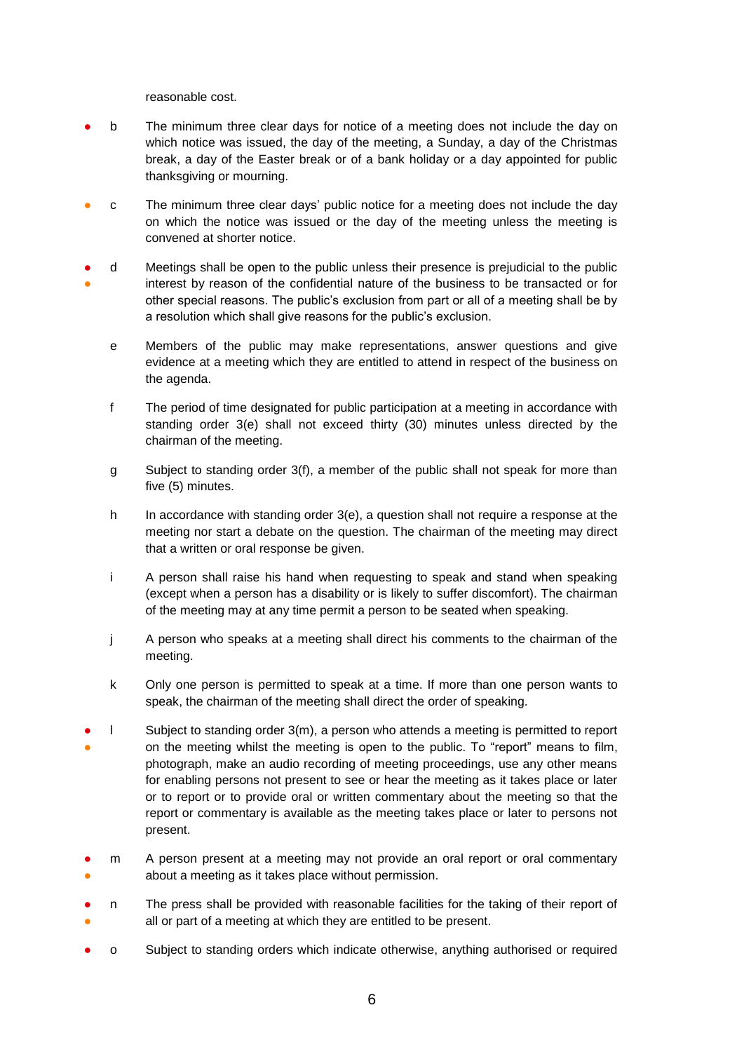reasonable cost.

- b The minimum three clear days for notice of a meeting does not include the day on which notice was issued, the day of the meeting, a Sunday, a day of the Christmas break, a day of the Easter break or of a bank holiday or a day appointed for public thanksgiving or mourning.

- c The minimum three clear days' public notice for a meeting does not include the day on which the notice was issued or the day of the meeting unless the meeting is convened at shorter notice.

- d Meetings shall be open to the public unless their presence is prejudicial to the public interest by reason of the confidential nature of the business to be transacted or for other special reasons. The public's exclusion from part or all of a meeting shall be by a resolution which shall give reasons for the public's exclusion.

- e Members of the public may make representations, answer questions and give evidence at a meeting which they are entitled to attend in respect of the business on the agenda.

- f The period of time designated for public participation at a meeting in accordance with standing order 3(e) shall not exceed thirty (30) minutes unless directed by the chairman of the meeting.

- g Subject to standing order 3(f), a member of the public shall not speak for more than five (5) minutes.

- h In accordance with standing order 3(e), a question shall not require a response at the meeting nor start a debate on the question. The chairman of the meeting may direct that a written or oral response be given.

- i A person shall raise his hand when requesting to speak and stand when speaking (except when a person has a disability or is likely to suffer discomfort). The chairman of the meeting may at any time permit a person to be seated when speaking.

- j A person who speaks at a meeting shall direct his comments to the chairman of the meeting.

- k Only one person is permitted to speak at a time. If more than one person wants to speak, the chairman of the meeting shall direct the order of speaking.

- l Subject to standing order 3(m), a person who attends a meeting is permitted to report on the meeting whilst the meeting is open to the public. To "report" means to film, photograph, make an audio recording of meeting proceedings, use any other means for enabling persons not present to see or hear the meeting as it takes place or later or to report or to provide oral or written commentary about the meeting so that the report or commentary is available as the meeting takes place or later to persons not present.

- m A person present at a meeting may not provide an oral report or oral commentary about a meeting as it takes place without permission.

- n The press shall be provided with reasonable facilities for the taking of their report of all or part of a meeting at which they are entitled to be present.

- o Subject to standing orders which indicate otherwise, anything authorised or required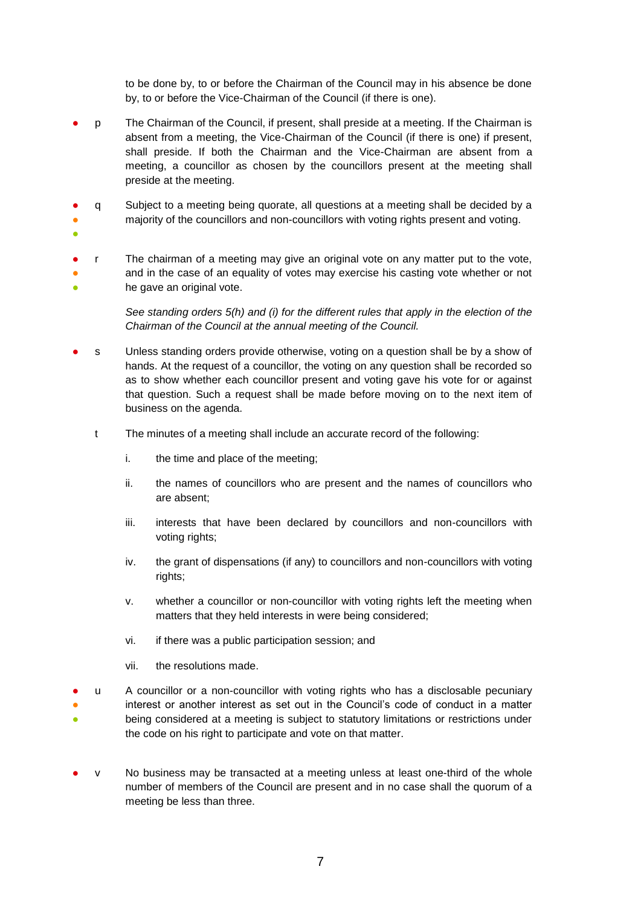to be done by, to or before the Chairman of the Council may in his absence be done by, to or before the Vice-Chairman of the Council (if there is one).

- p The Chairman of the Council, if present, shall preside at a meeting. If the Chairman is absent from a meeting, the Vice-Chairman of the Council (if there is one) if present, shall preside. If both the Chairman and the Vice-Chairman are absent from a meeting, a councillor as chosen by the councillors present at the meeting shall preside at the meeting.

- q Subject to a meeting being quorate, all questions at a meeting shall be decided by a majority of the councillors and non-councillors with voting rights present and voting.

- r The chairman of a meeting may give an original vote on any matter put to the vote, and in the case of an equality of votes may exercise his casting vote whether or not he gave an original vote.

  *See standing orders 5(h) and (i) for the different rules that apply in the election of the Chairman of the Council at the annual meeting of the Council.*

- s Unless standing orders provide otherwise, voting on a question shall be by a show of hands. At the request of a councillor, the voting on any question shall be recorded so as to show whether each councillor present and voting gave his vote for or against that question. Such a request shall be made before moving on to the next item of business on the agenda.

- t The minutes of a meeting shall include an accurate record of the following:

  i. the time and place of the meeting;

  ii. the names of councillors who are present and the names of councillors who are absent;

  iii. interests that have been declared by councillors and non-councillors with voting rights;

  iv. the grant of dispensations (if any) to councillors and non-councillors with voting rights;

  v. whether a councillor or non-councillor with voting rights left the meeting when matters that they held interests in were being considered;

  vi. if there was a public participation session; and

  vii. the resolutions made.

- u A councillor or a non-councillor with voting rights who has a disclosable pecuniary interest or another interest as set out in the Council's code of conduct in a matter being considered at a meeting is subject to statutory limitations or restrictions under the code on his right to participate and vote on that matter.

- v No business may be transacted at a meeting unless at least one-third of the whole number of members of the Council are present and in no case shall the quorum of a meeting be less than three.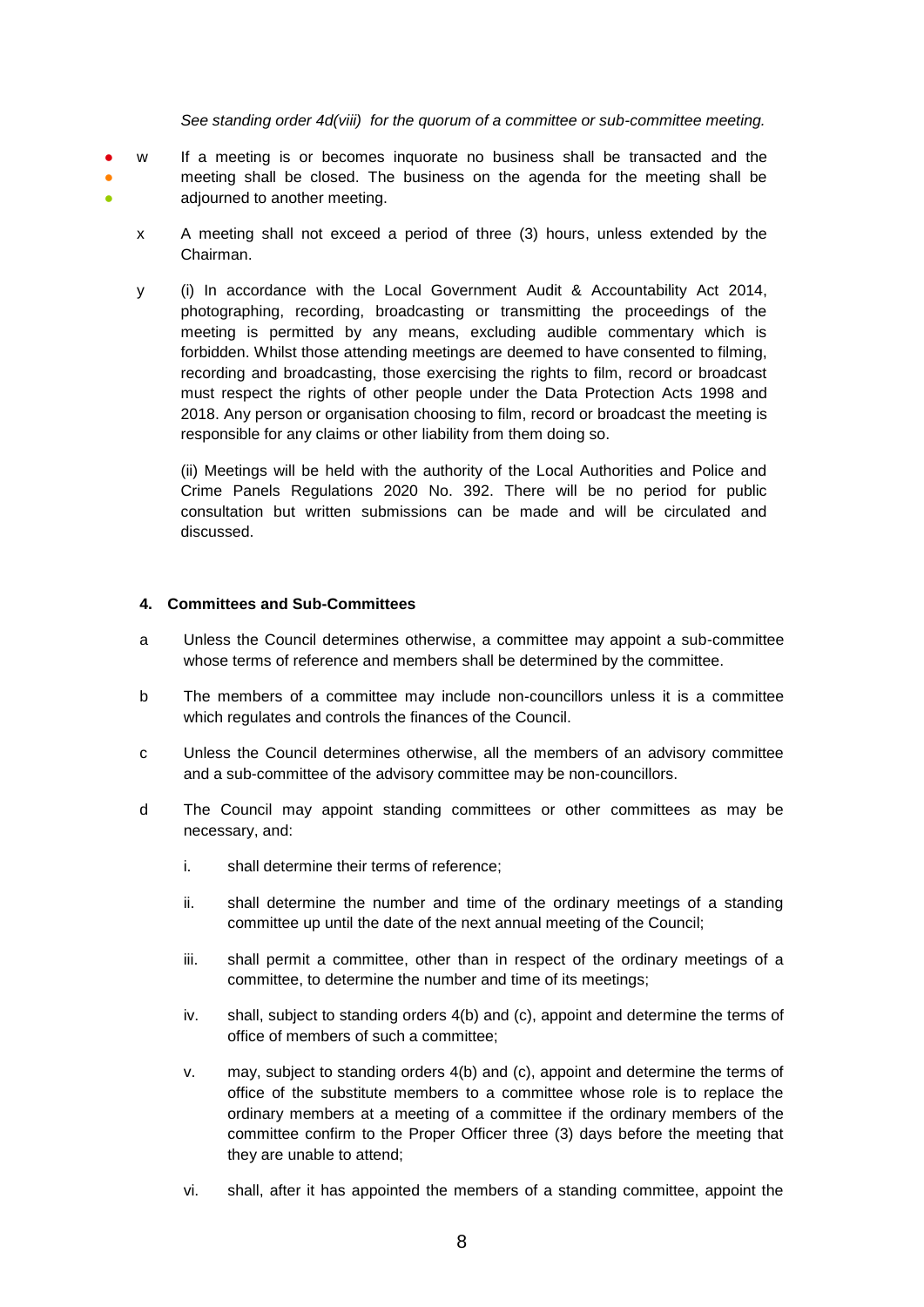*See standing order 4d(viii) for the quorum of a committee or sub-committee meeting.*

w If a meeting is or becomes inquorate no business shall be transacted and the meeting shall be closed. The business on the agenda for the meeting shall be adjourned to another meeting.

x A meeting shall not exceed a period of three (3) hours, unless extended by the Chairman.

y (i) In accordance with the Local Government Audit & Accountability Act 2014, photographing, recording, broadcasting or transmitting the proceedings of the meeting is permitted by any means, excluding audible commentary which is forbidden. Whilst those attending meetings are deemed to have consented to filming, recording and broadcasting, those exercising the rights to film, record or broadcast must respect the rights of other people under the Data Protection Acts 1998 and 2018. Any person or organisation choosing to film, record or broadcast the meeting is responsible for any claims or other liability from them doing so.

(ii) Meetings will be held with the authority of the Local Authorities and Police and Crime Panels Regulations 2020 No. 392. There will be no period for public consultation but written submissions can be made and will be circulated and discussed.

### 4. Committees and Sub-Committees

a Unless the Council determines otherwise, a committee may appoint a sub-committee whose terms of reference and members shall be determined by the committee.

b The members of a committee may include non-councillors unless it is a committee which regulates and controls the finances of the Council.

c Unless the Council determines otherwise, all the members of an advisory committee and a sub-committee of the advisory committee may be non-councillors.

d The Council may appoint standing committees or other committees as may be necessary, and:

i. shall determine their terms of reference;

ii. shall determine the number and time of the ordinary meetings of a standing committee up until the date of the next annual meeting of the Council;

iii. shall permit a committee, other than in respect of the ordinary meetings of a committee, to determine the number and time of its meetings;

iv. shall, subject to standing orders 4(b) and (c), appoint and determine the terms of office of members of such a committee;

v. may, subject to standing orders 4(b) and (c), appoint and determine the terms of office of the substitute members to a committee whose role is to replace the ordinary members at a meeting of a committee if the ordinary members of the committee confirm to the Proper Officer three (3) days before the meeting that they are unable to attend;

vi. shall, after it has appointed the members of a standing committee, appoint the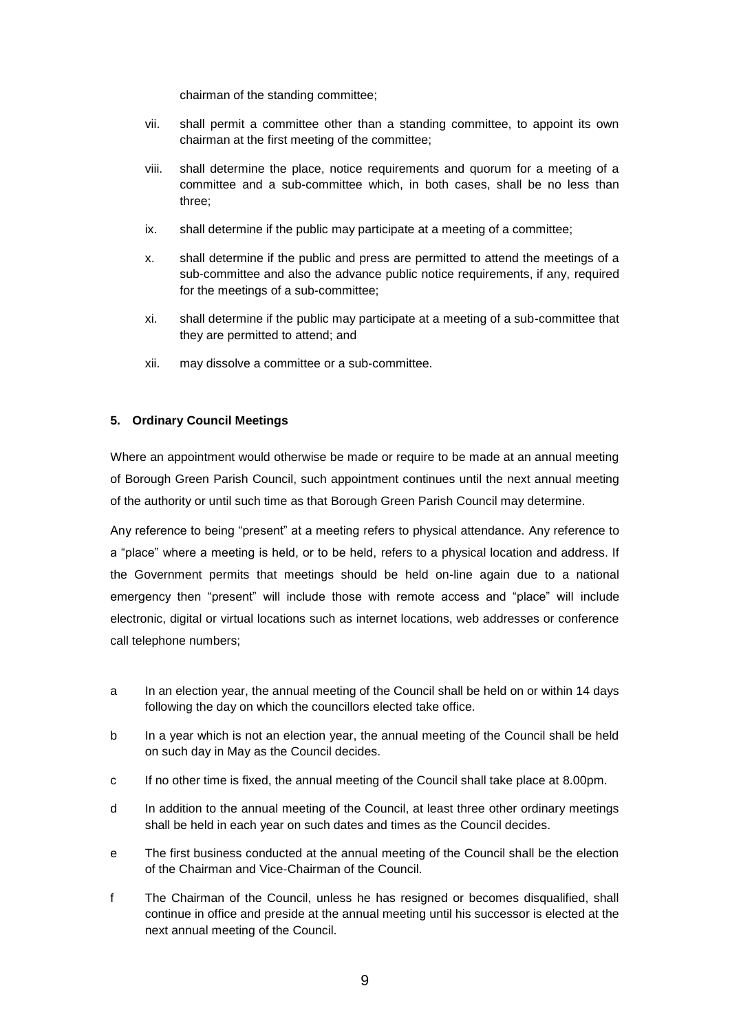chairman of the standing committee;

vii. shall permit a committee other than a standing committee, to appoint its own chairman at the first meeting of the committee;

viii. shall determine the place, notice requirements and quorum for a meeting of a committee and a sub-committee which, in both cases, shall be no less than three;

ix. shall determine if the public may participate at a meeting of a committee;

x. shall determine if the public and press are permitted to attend the meetings of a sub-committee and also the advance public notice requirements, if any, required for the meetings of a sub-committee;

xi. shall determine if the public may participate at a meeting of a sub-committee that they are permitted to attend; and

xii. may dissolve a committee or a sub-committee.

**5. Ordinary Council Meetings**

Where an appointment would otherwise be made or require to be made at an annual meeting of Borough Green Parish Council, such appointment continues until the next annual meeting of the authority or until such time as that Borough Green Parish Council may determine.

Any reference to being "present" at a meeting refers to physical attendance. Any reference to a "place" where a meeting is held, or to be held, refers to a physical location and address. If the Government permits that meetings should be held on-line again due to a national emergency then "present" will include those with remote access and "place" will include electronic, digital or virtual locations such as internet locations, web addresses or conference call telephone numbers;

a In an election year, the annual meeting of the Council shall be held on or within 14 days following the day on which the councillors elected take office.

b In a year which is not an election year, the annual meeting of the Council shall be held on such day in May as the Council decides.

c If no other time is fixed, the annual meeting of the Council shall take place at 8.00pm.

d In addition to the annual meeting of the Council, at least three other ordinary meetings shall be held in each year on such dates and times as the Council decides.

e The first business conducted at the annual meeting of the Council shall be the election of the Chairman and Vice-Chairman of the Council.

f The Chairman of the Council, unless he has resigned or becomes disqualified, shall continue in office and preside at the annual meeting until his successor is elected at the next annual meeting of the Council.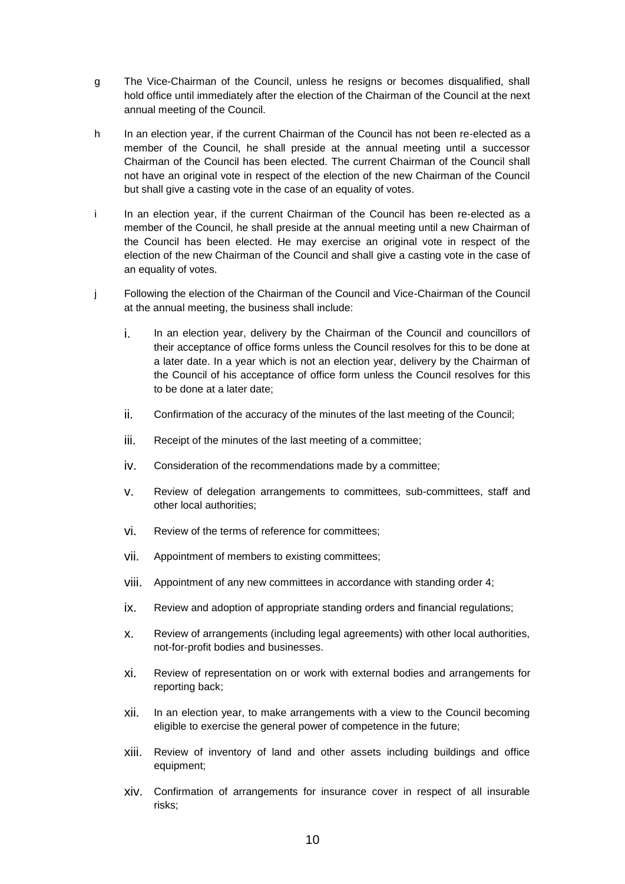g The Vice-Chairman of the Council, unless he resigns or becomes disqualified, shall hold office until immediately after the election of the Chairman of the Council at the next annual meeting of the Council.

h In an election year, if the current Chairman of the Council has not been re-elected as a member of the Council, he shall preside at the annual meeting until a successor Chairman of the Council has been elected. The current Chairman of the Council shall not have an original vote in respect of the election of the new Chairman of the Council but shall give a casting vote in the case of an equality of votes.

i In an election year, if the current Chairman of the Council has been re-elected as a member of the Council, he shall preside at the annual meeting until a new Chairman of the Council has been elected. He may exercise an original vote in respect of the election of the new Chairman of the Council and shall give a casting vote in the case of an equality of votes.

j Following the election of the Chairman of the Council and Vice-Chairman of the Council at the annual meeting, the business shall include:

   i. In an election year, delivery by the Chairman of the Council and councillors of their acceptance of office forms unless the Council resolves for this to be done at a later date. In a year which is not an election year, delivery by the Chairman of the Council of his acceptance of office form unless the Council resolves for this to be done at a later date;

   ii. Confirmation of the accuracy of the minutes of the last meeting of the Council;

   iii. Receipt of the minutes of the last meeting of a committee;

   iv. Consideration of the recommendations made by a committee;

   v. Review of delegation arrangements to committees, sub-committees, staff and other local authorities;

   vi. Review of the terms of reference for committees;

   vii. Appointment of members to existing committees;

   viii. Appointment of any new committees in accordance with standing order 4;

   ix. Review and adoption of appropriate standing orders and financial regulations;

   x. Review of arrangements (including legal agreements) with other local authorities, not-for-profit bodies and businesses.

   xi. Review of representation on or work with external bodies and arrangements for reporting back;

   xii. In an election year, to make arrangements with a view to the Council becoming eligible to exercise the general power of competence in the future;

   xiii. Review of inventory of land and other assets including buildings and office equipment;

   xiv. Confirmation of arrangements for insurance cover in respect of all insurable risks;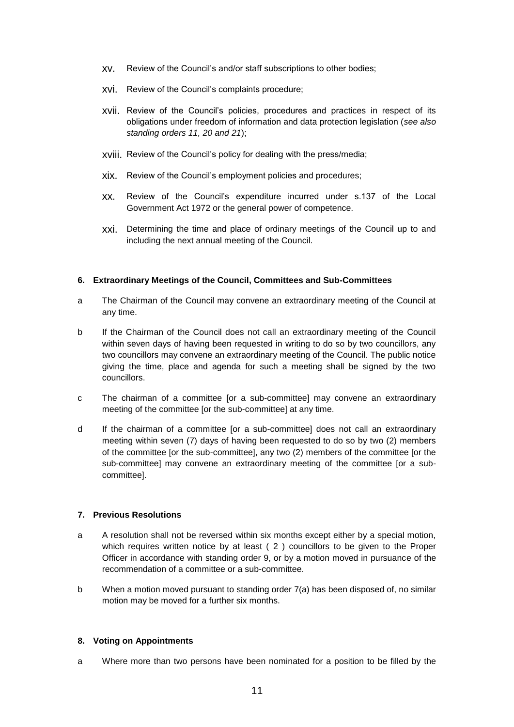- xv. Review of the Council's and/or staff subscriptions to other bodies;
- xvi. Review of the Council's complaints procedure;
- xvii. Review of the Council's policies, procedures and practices in respect of its obligations under freedom of information and data protection legislation (*see also standing orders 11, 20 and 21*);
- xviii. Review of the Council's policy for dealing with the press/media;
- xix. Review of the Council's employment policies and procedures;
- xx. Review of the Council's expenditure incurred under s.137 of the Local Government Act 1972 or the general power of competence.
- xxi. Determining the time and place of ordinary meetings of the Council up to and including the next annual meeting of the Council.

### 6. Extraordinary Meetings of the Council, Committees and Sub-Committees

a The Chairman of the Council may convene an extraordinary meeting of the Council at any time.

b If the Chairman of the Council does not call an extraordinary meeting of the Council within seven days of having been requested in writing to do so by two councillors, any two councillors may convene an extraordinary meeting of the Council. The public notice giving the time, place and agenda for such a meeting shall be signed by the two councillors.

c The chairman of a committee [or a sub-committee] may convene an extraordinary meeting of the committee [or the sub-committee] at any time.

d If the chairman of a committee [or a sub-committee] does not call an extraordinary meeting within seven (7) days of having been requested to do so by two (2) members of the committee [or the sub-committee], any two (2) members of the committee [or the sub-committee] may convene an extraordinary meeting of the committee [or a sub-committee].

### 7. Previous Resolutions

a A resolution shall not be reversed within six months except either by a special motion, which requires written notice by at least ( 2 ) councillors to be given to the Proper Officer in accordance with standing order 9, or by a motion moved in pursuance of the recommendation of a committee or a sub-committee.

b When a motion moved pursuant to standing order 7(a) has been disposed of, no similar motion may be moved for a further six months.

### 8. Voting on Appointments

a Where more than two persons have been nominated for a position to be filled by the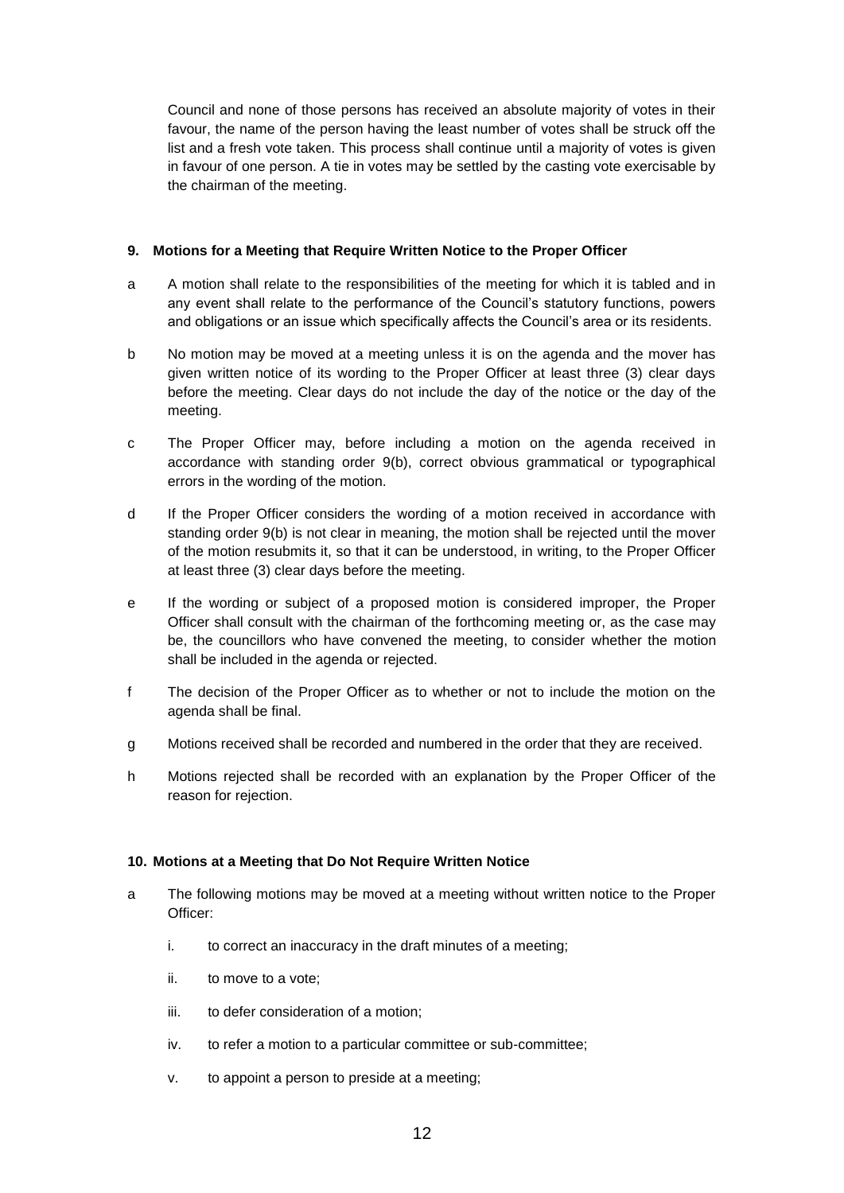Council and none of those persons has received an absolute majority of votes in their favour, the name of the person having the least number of votes shall be struck off the list and a fresh vote taken. This process shall continue until a majority of votes is given in favour of one person. A tie in votes may be settled by the casting vote exercisable by the chairman of the meeting.

### 9. Motions for a Meeting that Require Written Notice to the Proper Officer

a. A motion shall relate to the responsibilities of the meeting for which it is tabled and in any event shall relate to the performance of the Council's statutory functions, powers and obligations or an issue which specifically affects the Council's area or its residents.

b. No motion may be moved at a meeting unless it is on the agenda and the mover has given written notice of its wording to the Proper Officer at least three (3) clear days before the meeting. Clear days do not include the day of the notice or the day of the meeting.

c. The Proper Officer may, before including a motion on the agenda received in accordance with standing order 9(b), correct obvious grammatical or typographical errors in the wording of the motion.

d. If the Proper Officer considers the wording of a motion received in accordance with standing order 9(b) is not clear in meaning, the motion shall be rejected until the mover of the motion resubmits it, so that it can be understood, in writing, to the Proper Officer at least three (3) clear days before the meeting.

e. If the wording or subject of a proposed motion is considered improper, the Proper Officer shall consult with the chairman of the forthcoming meeting or, as the case may be, the councillors who have convened the meeting, to consider whether the motion shall be included in the agenda or rejected.

f. The decision of the Proper Officer as to whether or not to include the motion on the agenda shall be final.

g. Motions received shall be recorded and numbered in the order that they are received.

h. Motions rejected shall be recorded with an explanation by the Proper Officer of the reason for rejection.

### 10. Motions at a Meeting that Do Not Require Written Notice

a. The following motions may be moved at a meeting without written notice to the Proper Officer:

   i. to correct an inaccuracy in the draft minutes of a meeting;

   ii. to move to a vote;

   iii. to defer consideration of a motion;

   iv. to refer a motion to a particular committee or sub-committee;

   v. to appoint a person to preside at a meeting;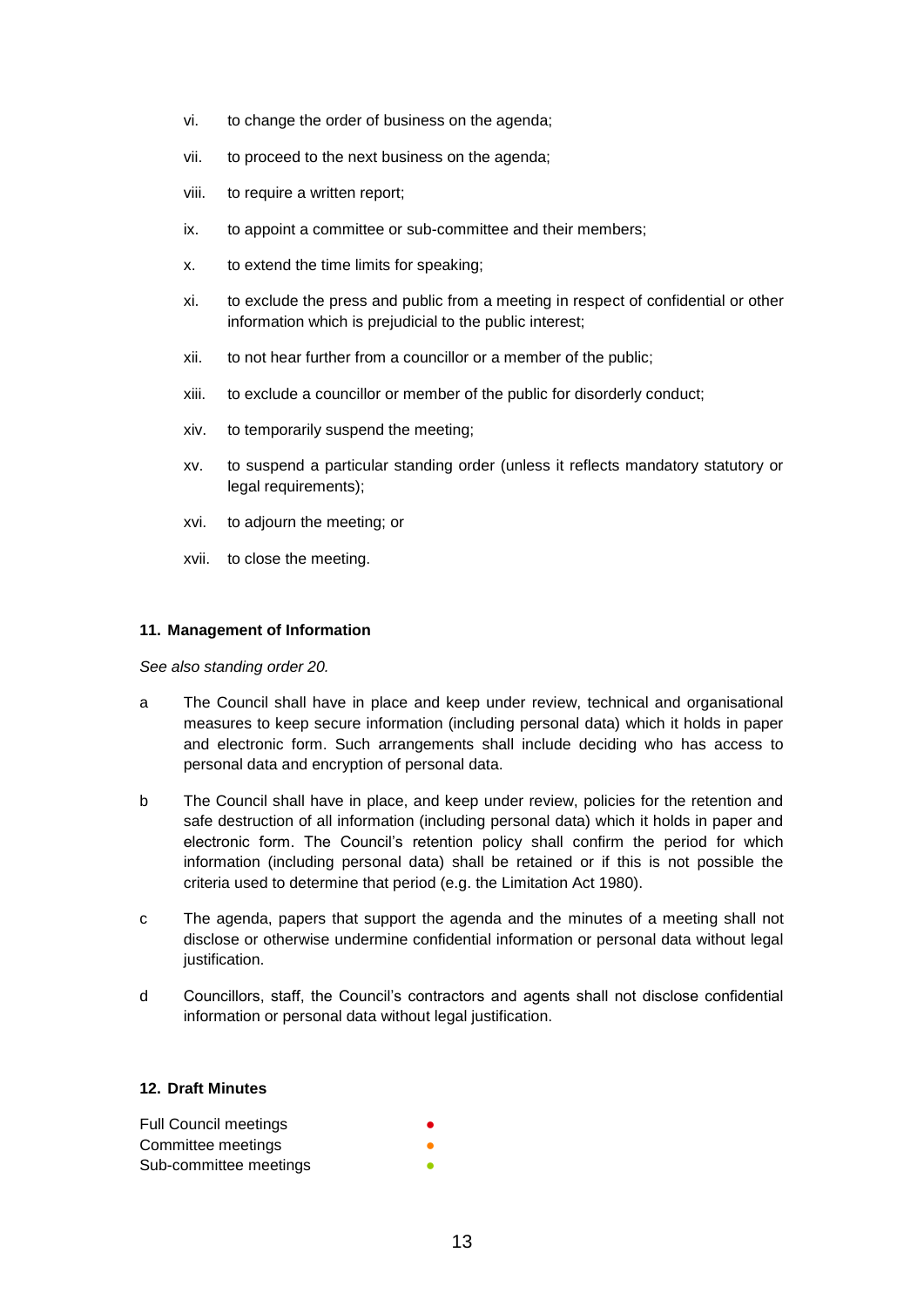vi. to change the order of business on the agenda;

vii. to proceed to the next business on the agenda;

viii. to require a written report;

ix. to appoint a committee or sub-committee and their members;

x. to extend the time limits for speaking;

xi. to exclude the press and public from a meeting in respect of confidential or other information which is prejudicial to the public interest;

xii. to not hear further from a councillor or a member of the public;

xiii. to exclude a councillor or member of the public for disorderly conduct;

xiv. to temporarily suspend the meeting;

xv. to suspend a particular standing order (unless it reflects mandatory statutory or legal requirements);

xvi. to adjourn the meeting; or

xvii. to close the meeting.

## 11. Management of Information

*See also standing order 20.*

a The Council shall have in place and keep under review, technical and organisational measures to keep secure information (including personal data) which it holds in paper and electronic form. Such arrangements shall include deciding who has access to personal data and encryption of personal data.

b The Council shall have in place, and keep under review, policies for the retention and safe destruction of all information (including personal data) which it holds in paper and electronic form. The Council's retention policy shall confirm the period for which information (including personal data) shall be retained or if this is not possible the criteria used to determine that period (e.g. the Limitation Act 1980).

c The agenda, papers that support the agenda and the minutes of a meeting shall not disclose or otherwise undermine confidential information or personal data without legal justification.

d Councillors, staff, the Council's contractors and agents shall not disclose confidential information or personal data without legal justification.

## 12. Draft Minutes

Full Council meetings ●
Committee meetings ●
Sub-committee meetings ●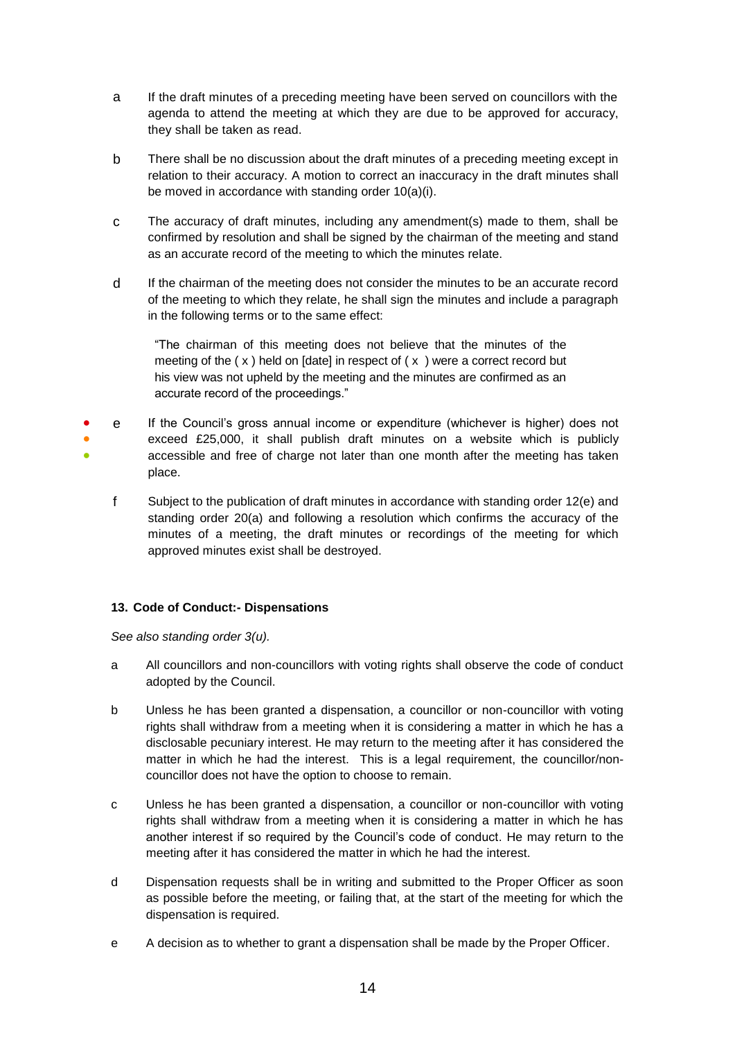a. If the draft minutes of a preceding meeting have been served on councillors with the agenda to attend the meeting at which they are due to be approved for accuracy, they shall be taken as read.

b. There shall be no discussion about the draft minutes of a preceding meeting except in relation to their accuracy. A motion to correct an inaccuracy in the draft minutes shall be moved in accordance with standing order 10(a)(i).

c. The accuracy of draft minutes, including any amendment(s) made to them, shall be confirmed by resolution and shall be signed by the chairman of the meeting and stand as an accurate record of the meeting to which the minutes relate.

d. If the chairman of the meeting does not consider the minutes to be an accurate record of the meeting to which they relate, he shall sign the minutes and include a paragraph in the following terms or to the same effect:

> "The chairman of this meeting does not believe that the minutes of the meeting of the ( x ) held on [date] in respect of ( x ) were a correct record but his view was not upheld by the meeting and the minutes are confirmed as an accurate record of the proceedings."

e. If the Council's gross annual income or expenditure (whichever is higher) does not exceed £25,000, it shall publish draft minutes on a website which is publicly accessible and free of charge not later than one month after the meeting has taken place.

f. Subject to the publication of draft minutes in accordance with standing order 12(e) and standing order 20(a) and following a resolution which confirms the accuracy of the minutes of a meeting, the draft minutes or recordings of the meeting for which approved minutes exist shall be destroyed.

### 13. Code of Conduct:- Dispensations

*See also standing order 3(u).*

a. All councillors and non-councillors with voting rights shall observe the code of conduct adopted by the Council.

b. Unless he has been granted a dispensation, a councillor or non-councillor with voting rights shall withdraw from a meeting when it is considering a matter in which he has a disclosable pecuniary interest. He may return to the meeting after it has considered the matter in which he had the interest. This is a legal requirement, the councillor/non-councillor does not have the option to choose to remain.

c. Unless he has been granted a dispensation, a councillor or non-councillor with voting rights shall withdraw from a meeting when it is considering a matter in which he has another interest if so required by the Council's code of conduct. He may return to the meeting after it has considered the matter in which he had the interest.

d. Dispensation requests shall be in writing and submitted to the Proper Officer as soon as possible before the meeting, or failing that, at the start of the meeting for which the dispensation is required.

e. A decision as to whether to grant a dispensation shall be made by the Proper Officer.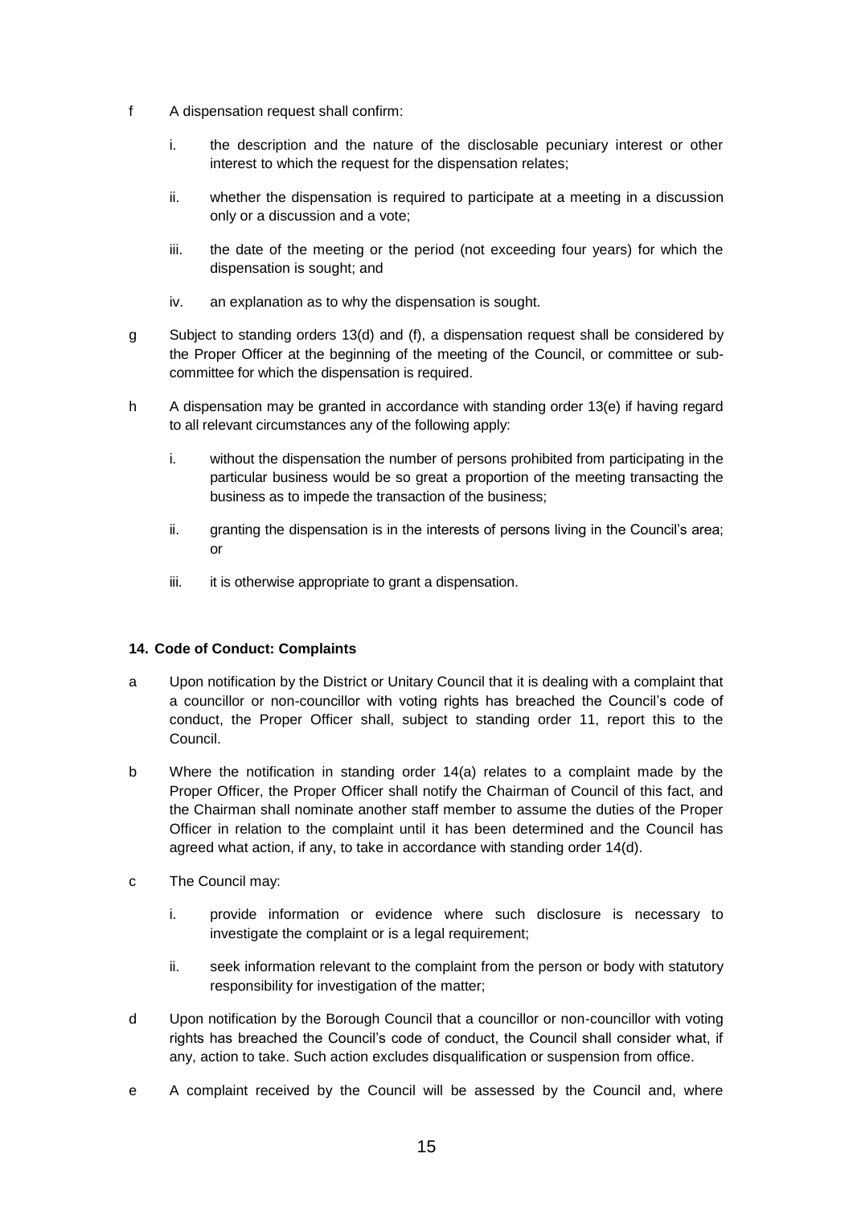f A dispensation request shall confirm:

   i. the description and the nature of the disclosable pecuniary interest or other interest to which the request for the dispensation relates;

   ii. whether the dispensation is required to participate at a meeting in a discussion only or a discussion and a vote;

   iii. the date of the meeting or the period (not exceeding four years) for which the dispensation is sought; and

   iv. an explanation as to why the dispensation is sought.

g Subject to standing orders 13(d) and (f), a dispensation request shall be considered by the Proper Officer at the beginning of the meeting of the Council, or committee or sub-committee for which the dispensation is required.

h A dispensation may be granted in accordance with standing order 13(e) if having regard to all relevant circumstances any of the following apply:

   i. without the dispensation the number of persons prohibited from participating in the particular business would be so great a proportion of the meeting transacting the business as to impede the transaction of the business;

   ii. granting the dispensation is in the interests of persons living in the Council's area; or

   iii. it is otherwise appropriate to grant a dispensation.

### 14. Code of Conduct: Complaints

a Upon notification by the District or Unitary Council that it is dealing with a complaint that a councillor or non-councillor with voting rights has breached the Council's code of conduct, the Proper Officer shall, subject to standing order 11, report this to the Council.

b Where the notification in standing order 14(a) relates to a complaint made by the Proper Officer, the Proper Officer shall notify the Chairman of Council of this fact, and the Chairman shall nominate another staff member to assume the duties of the Proper Officer in relation to the complaint until it has been determined and the Council has agreed what action, if any, to take in accordance with standing order 14(d).

c The Council may:

   i. provide information or evidence where such disclosure is necessary to investigate the complaint or is a legal requirement;

   ii. seek information relevant to the complaint from the person or body with statutory responsibility for investigation of the matter;

d Upon notification by the Borough Council that a councillor or non-councillor with voting rights has breached the Council's code of conduct, the Council shall consider what, if any, action to take. Such action excludes disqualification or suspension from office.

e A complaint received by the Council will be assessed by the Council and, where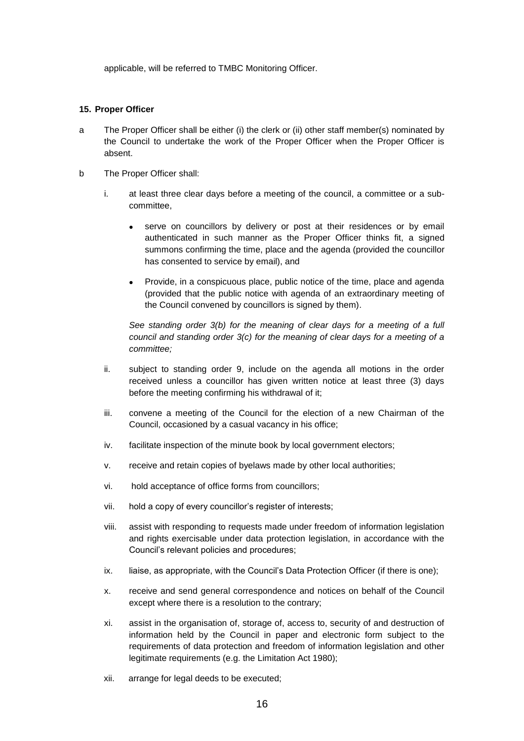applicable, will be referred to TMBC Monitoring Officer.

**15. Proper Officer**

a The Proper Officer shall be either (i) the clerk or (ii) other staff member(s) nominated by the Council to undertake the work of the Proper Officer when the Proper Officer is absent.

b The Proper Officer shall:

i. at least three clear days before a meeting of the council, a committee or a sub-committee,

- serve on councillors by delivery or post at their residences or by email authenticated in such manner as the Proper Officer thinks fit, a signed summons confirming the time, place and the agenda (provided the councillor has consented to service by email), and
- Provide, in a conspicuous place, public notice of the time, place and agenda (provided that the public notice with agenda of an extraordinary meeting of the Council convened by councillors is signed by them).

*See standing order 3(b) for the meaning of clear days for a meeting of a full council and standing order 3(c) for the meaning of clear days for a meeting of a committee;*

ii. subject to standing order 9, include on the agenda all motions in the order received unless a councillor has given written notice at least three (3) days before the meeting confirming his withdrawal of it;

iii. convene a meeting of the Council for the election of a new Chairman of the Council, occasioned by a casual vacancy in his office;

iv. facilitate inspection of the minute book by local government electors;

v. receive and retain copies of byelaws made by other local authorities;

vi. hold acceptance of office forms from councillors;

vii. hold a copy of every councillor's register of interests;

viii. assist with responding to requests made under freedom of information legislation and rights exercisable under data protection legislation, in accordance with the Council's relevant policies and procedures;

ix. liaise, as appropriate, with the Council's Data Protection Officer (if there is one);

x. receive and send general correspondence and notices on behalf of the Council except where there is a resolution to the contrary;

xi. assist in the organisation of, storage of, access to, security of and destruction of information held by the Council in paper and electronic form subject to the requirements of data protection and freedom of information legislation and other legitimate requirements (e.g. the Limitation Act 1980);

xii. arrange for legal deeds to be executed;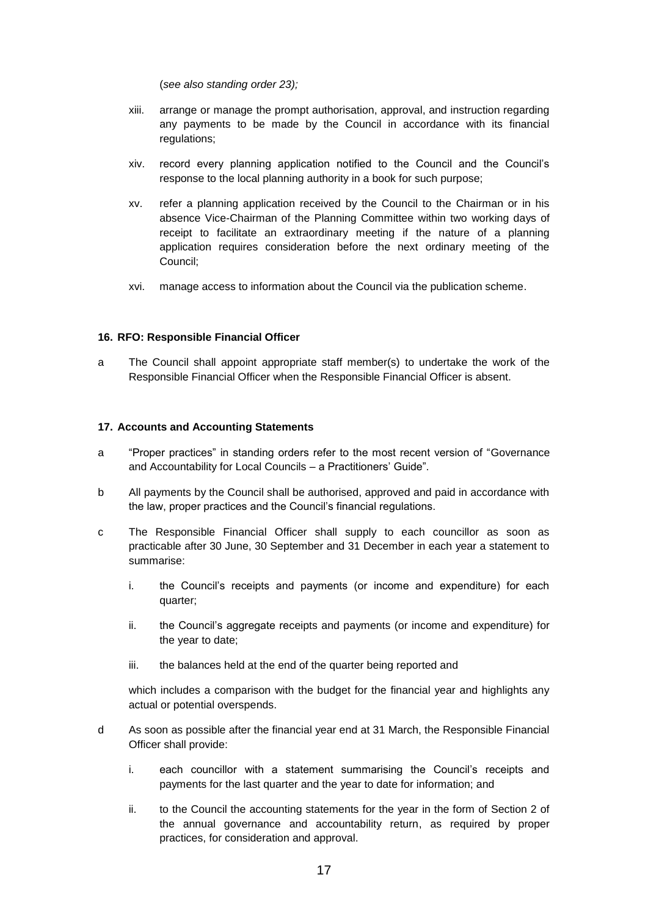(*see also standing order 23);*

xiii. arrange or manage the prompt authorisation, approval, and instruction regarding any payments to be made by the Council in accordance with its financial regulations;

xiv. record every planning application notified to the Council and the Council's response to the local planning authority in a book for such purpose;

xv. refer a planning application received by the Council to the Chairman or in his absence Vice-Chairman of the Planning Committee within two working days of receipt to facilitate an extraordinary meeting if the nature of a planning application requires consideration before the next ordinary meeting of the Council;

xvi. manage access to information about the Council via the publication scheme.

**16. RFO: Responsible Financial Officer**

a The Council shall appoint appropriate staff member(s) to undertake the work of the Responsible Financial Officer when the Responsible Financial Officer is absent.

**17. Accounts and Accounting Statements**

a "Proper practices" in standing orders refer to the most recent version of "Governance and Accountability for Local Councils – a Practitioners' Guide".

b All payments by the Council shall be authorised, approved and paid in accordance with the law, proper practices and the Council's financial regulations.

c The Responsible Financial Officer shall supply to each councillor as soon as practicable after 30 June, 30 September and 31 December in each year a statement to summarise:

i. the Council's receipts and payments (or income and expenditure) for each quarter;

ii. the Council's aggregate receipts and payments (or income and expenditure) for the year to date;

iii. the balances held at the end of the quarter being reported and

which includes a comparison with the budget for the financial year and highlights any actual or potential overspends.

d As soon as possible after the financial year end at 31 March, the Responsible Financial Officer shall provide:

i. each councillor with a statement summarising the Council's receipts and payments for the last quarter and the year to date for information; and

ii. to the Council the accounting statements for the year in the form of Section 2 of the annual governance and accountability return, as required by proper practices, for consideration and approval.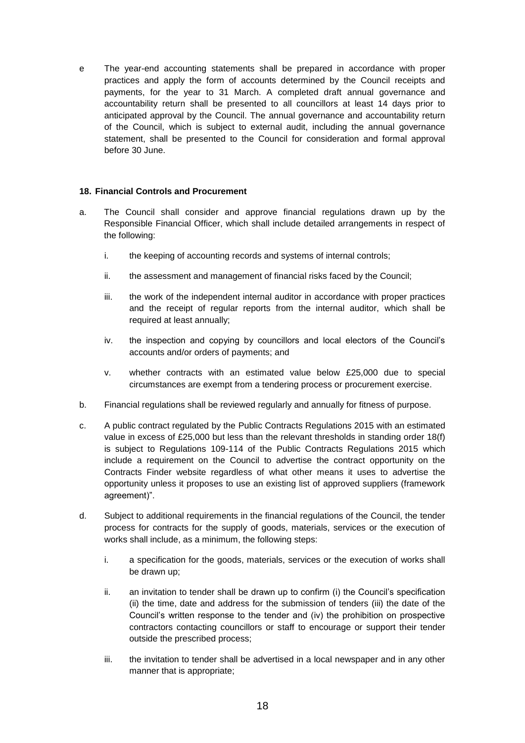e The year-end accounting statements shall be prepared in accordance with proper practices and apply the form of accounts determined by the Council receipts and payments, for the year to 31 March. A completed draft annual governance and accountability return shall be presented to all councillors at least 14 days prior to anticipated approval by the Council. The annual governance and accountability return of the Council, which is subject to external audit, including the annual governance statement, shall be presented to the Council for consideration and formal approval before 30 June.

**18. Financial Controls and Procurement**

a. The Council shall consider and approve financial regulations drawn up by the Responsible Financial Officer, which shall include detailed arrangements in respect of the following:

   i. the keeping of accounting records and systems of internal controls;

   ii. the assessment and management of financial risks faced by the Council;

   iii. the work of the independent internal auditor in accordance with proper practices and the receipt of regular reports from the internal auditor, which shall be required at least annually;

   iv. the inspection and copying by councillors and local electors of the Council's accounts and/or orders of payments; and

   v. whether contracts with an estimated value below £25,000 due to special circumstances are exempt from a tendering process or procurement exercise.

b. Financial regulations shall be reviewed regularly and annually for fitness of purpose.

c. A public contract regulated by the Public Contracts Regulations 2015 with an estimated value in excess of £25,000 but less than the relevant thresholds in standing order 18(f) is subject to Regulations 109-114 of the Public Contracts Regulations 2015 which include a requirement on the Council to advertise the contract opportunity on the Contracts Finder website regardless of what other means it uses to advertise the opportunity unless it proposes to use an existing list of approved suppliers (framework agreement)".

d. Subject to additional requirements in the financial regulations of the Council, the tender process for contracts for the supply of goods, materials, services or the execution of works shall include, as a minimum, the following steps:

   i. a specification for the goods, materials, services or the execution of works shall be drawn up;

   ii. an invitation to tender shall be drawn up to confirm (i) the Council's specification (ii) the time, date and address for the submission of tenders (iii) the date of the Council's written response to the tender and (iv) the prohibition on prospective contractors contacting councillors or staff to encourage or support their tender outside the prescribed process;

   iii. the invitation to tender shall be advertised in a local newspaper and in any other manner that is appropriate;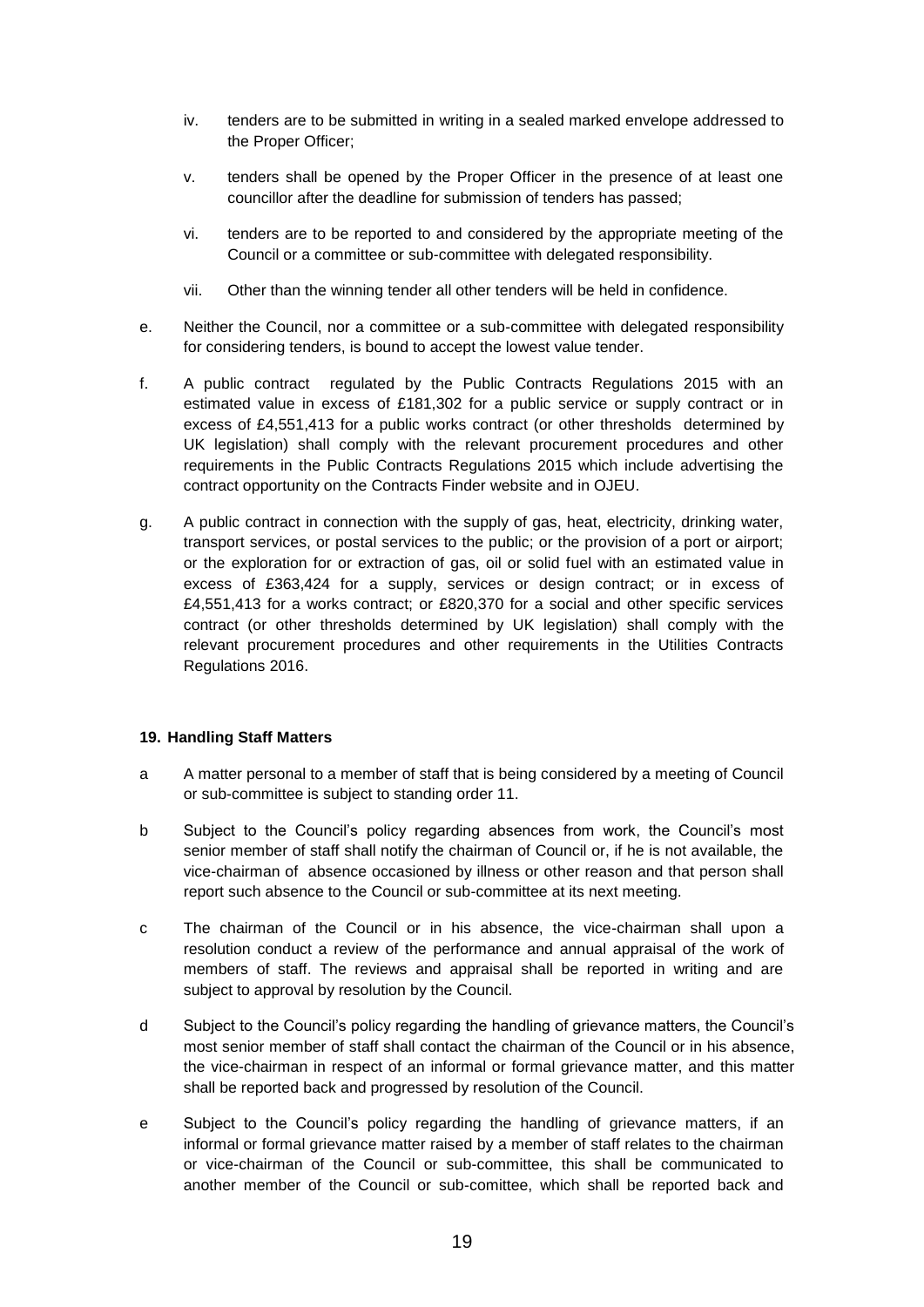- iv. tenders are to be submitted in writing in a sealed marked envelope addressed to the Proper Officer;
- v. tenders shall be opened by the Proper Officer in the presence of at least one councillor after the deadline for submission of tenders has passed;
- vi. tenders are to be reported to and considered by the appropriate meeting of the Council or a committee or sub-committee with delegated responsibility.
- vii. Other than the winning tender all other tenders will be held in confidence.

e. Neither the Council, nor a committee or a sub-committee with delegated responsibility for considering tenders, is bound to accept the lowest value tender.

f. A public contract regulated by the Public Contracts Regulations 2015 with an estimated value in excess of £181,302 for a public service or supply contract or in excess of £4,551,413 for a public works contract (or other thresholds determined by UK legislation) shall comply with the relevant procurement procedures and other requirements in the Public Contracts Regulations 2015 which include advertising the contract opportunity on the Contracts Finder website and in OJEU.

g. A public contract in connection with the supply of gas, heat, electricity, drinking water, transport services, or postal services to the public; or the provision of a port or airport; or the exploration for or extraction of gas, oil or solid fuel with an estimated value in excess of £363,424 for a supply, services or design contract; or in excess of £4,551,413 for a works contract; or £820,370 for a social and other specific services contract (or other thresholds determined by UK legislation) shall comply with the relevant procurement procedures and other requirements in the Utilities Contracts Regulations 2016.

#### 19. Handling Staff Matters

a A matter personal to a member of staff that is being considered by a meeting of Council or sub-committee is subject to standing order 11.

b Subject to the Council's policy regarding absences from work, the Council's most senior member of staff shall notify the chairman of Council or, if he is not available, the vice-chairman of absence occasioned by illness or other reason and that person shall report such absence to the Council or sub-committee at its next meeting.

c The chairman of the Council or in his absence, the vice-chairman shall upon a resolution conduct a review of the performance and annual appraisal of the work of members of staff. The reviews and appraisal shall be reported in writing and are subject to approval by resolution by the Council.

d Subject to the Council's policy regarding the handling of grievance matters, the Council's most senior member of staff shall contact the chairman of the Council or in his absence, the vice-chairman in respect of an informal or formal grievance matter, and this matter shall be reported back and progressed by resolution of the Council.

e Subject to the Council's policy regarding the handling of grievance matters, if an informal or formal grievance matter raised by a member of staff relates to the chairman or vice-chairman of the Council or sub-committee, this shall be communicated to another member of the Council or sub-comittee, which shall be reported back and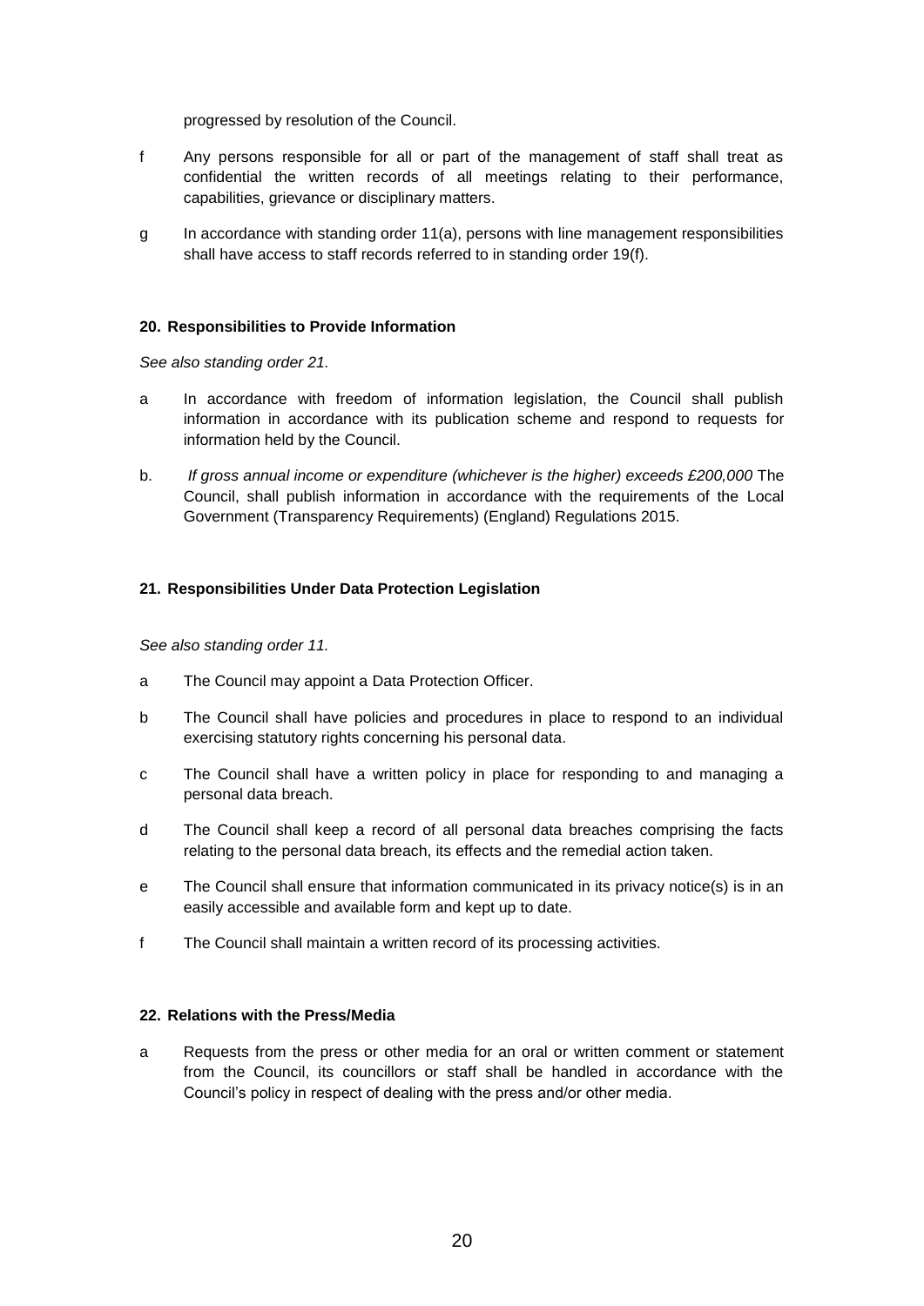progressed by resolution of the Council.

f Any persons responsible for all or part of the management of staff shall treat as confidential the written records of all meetings relating to their performance, capabilities, grievance or disciplinary matters.

g In accordance with standing order 11(a), persons with line management responsibilities shall have access to staff records referred to in standing order 19(f).

### 20. Responsibilities to Provide Information

*See also standing order 21.*

a In accordance with freedom of information legislation, the Council shall publish information in accordance with its publication scheme and respond to requests for information held by the Council.

b. *If gross annual income or expenditure (whichever is the higher) exceeds £200,000* The Council, shall publish information in accordance with the requirements of the Local Government (Transparency Requirements) (England) Regulations 2015.

### 21. Responsibilities Under Data Protection Legislation

*See also standing order 11.*

a The Council may appoint a Data Protection Officer.

b The Council shall have policies and procedures in place to respond to an individual exercising statutory rights concerning his personal data.

c The Council shall have a written policy in place for responding to and managing a personal data breach.

d The Council shall keep a record of all personal data breaches comprising the facts relating to the personal data breach, its effects and the remedial action taken.

e The Council shall ensure that information communicated in its privacy notice(s) is in an easily accessible and available form and kept up to date.

f The Council shall maintain a written record of its processing activities.

### 22. Relations with the Press/Media

a Requests from the press or other media for an oral or written comment or statement from the Council, its councillors or staff shall be handled in accordance with the Council's policy in respect of dealing with the press and/or other media.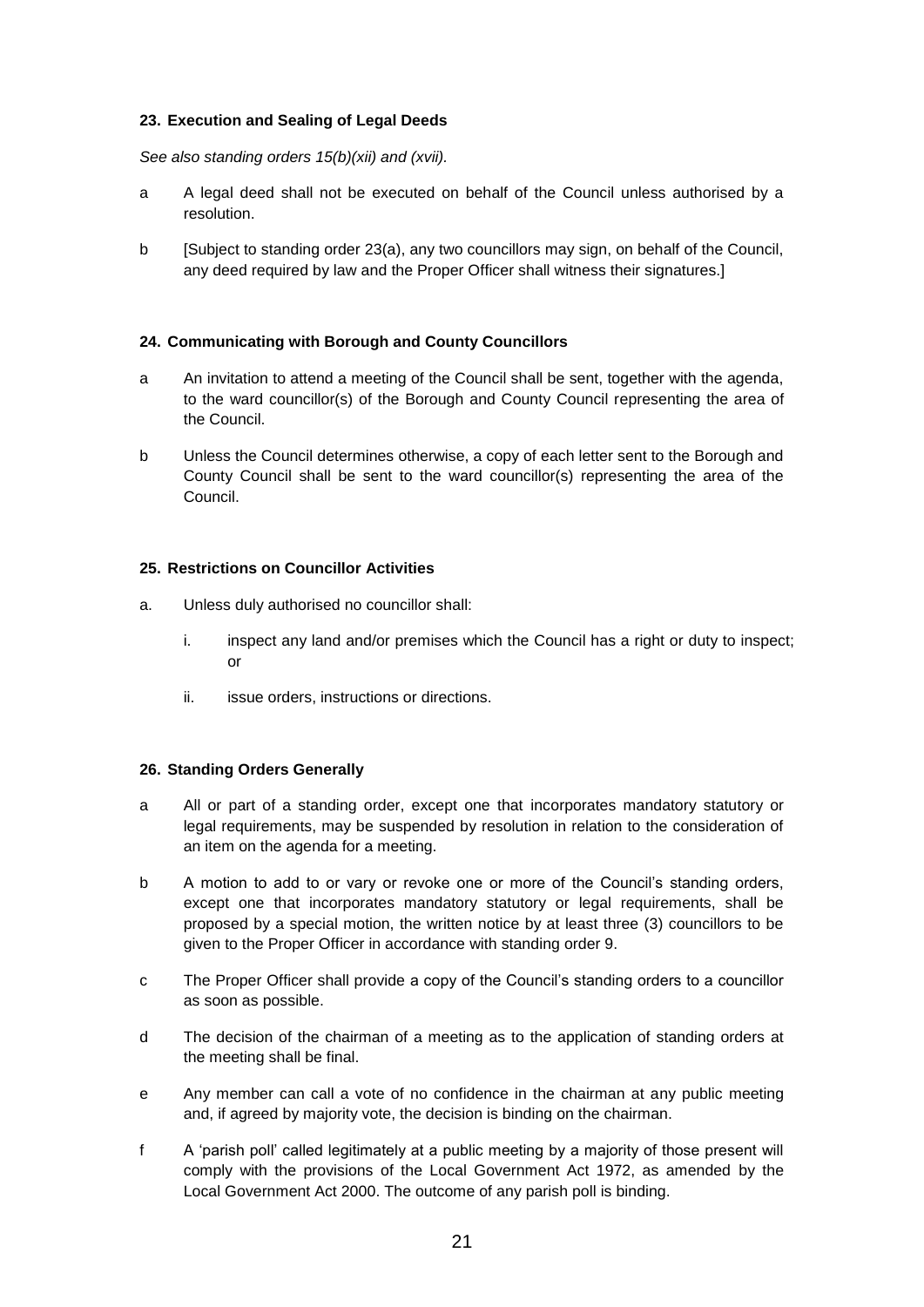### 23. Execution and Sealing of Legal Deeds

*See also standing orders 15(b)(xii) and (xvii).*

a A legal deed shall not be executed on behalf of the Council unless authorised by a resolution.

b [Subject to standing order 23(a), any two councillors may sign, on behalf of the Council, any deed required by law and the Proper Officer shall witness their signatures.]

### 24. Communicating with Borough and County Councillors

a An invitation to attend a meeting of the Council shall be sent, together with the agenda, to the ward councillor(s) of the Borough and County Council representing the area of the Council.

b Unless the Council determines otherwise, a copy of each letter sent to the Borough and County Council shall be sent to the ward councillor(s) representing the area of the Council.

### 25. Restrictions on Councillor Activities

a. Unless duly authorised no councillor shall:

   i. inspect any land and/or premises which the Council has a right or duty to inspect; or

   ii. issue orders, instructions or directions.

### 26. Standing Orders Generally

a All or part of a standing order, except one that incorporates mandatory statutory or legal requirements, may be suspended by resolution in relation to the consideration of an item on the agenda for a meeting.

b A motion to add to or vary or revoke one or more of the Council's standing orders, except one that incorporates mandatory statutory or legal requirements, shall be proposed by a special motion, the written notice by at least three (3) councillors to be given to the Proper Officer in accordance with standing order 9.

c The Proper Officer shall provide a copy of the Council's standing orders to a councillor as soon as possible.

d The decision of the chairman of a meeting as to the application of standing orders at the meeting shall be final.

e Any member can call a vote of no confidence in the chairman at any public meeting and, if agreed by majority vote, the decision is binding on the chairman.

f A 'parish poll' called legitimately at a public meeting by a majority of those present will comply with the provisions of the Local Government Act 1972, as amended by the Local Government Act 2000. The outcome of any parish poll is binding.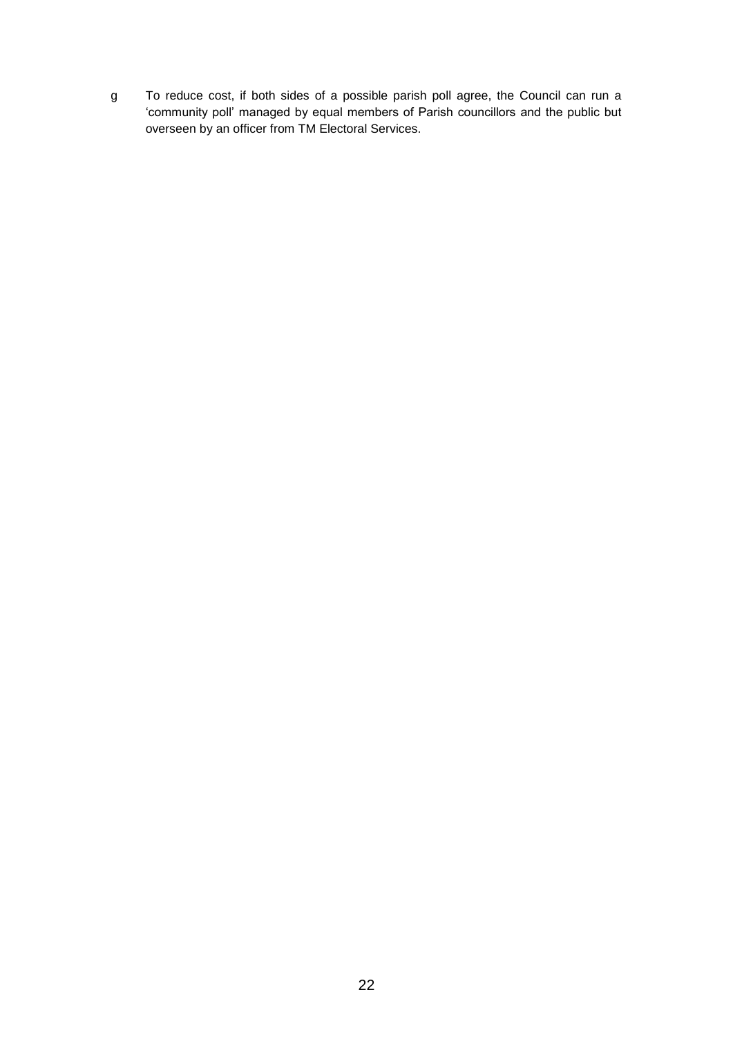g To reduce cost, if both sides of a possible parish poll agree, the Council can run a 'community poll' managed by equal members of Parish councillors and the public but overseen by an officer from TM Electoral Services.